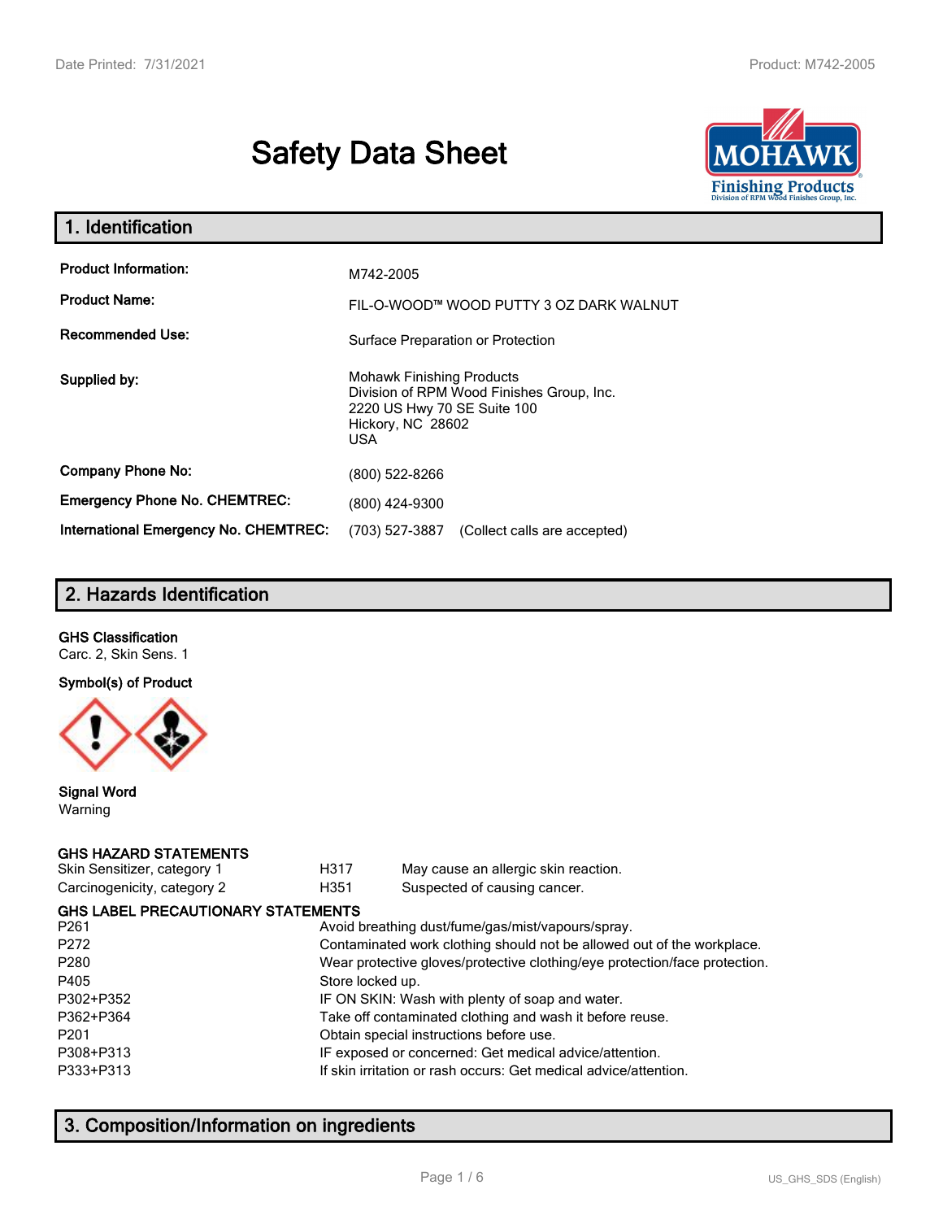# Safety Data Sheet

## 1. Identification

| | |
|---|---|
| **Product Information:** | M742-2005 |
| **Product Name:** | FIL-O-WOOD™ WOOD PUTTY 3 OZ DARK WALNUT |
| **Recommended Use:** | Surface Preparation or Protection |
| **Supplied by:** | Mohawk Finishing Products<br>Division of RPM Wood Finishes Group, Inc.<br>2220 US Hwy 70 SE Suite 100<br>Hickory, NC 28602<br>USA |
| **Company Phone No:** | (800) 522-8266 |
| **Emergency Phone No. CHEMTREC:** | (800) 424-9300 |
| **International Emergency No. CHEMTREC:** | (703) 527-3887 (Collect calls are accepted) |

## 2. Hazards Identification

**GHS Classification**

Carc. 2, Skin Sens. 1

**Symbol(s) of Product**

**Signal Word**

Warning

**GHS HAZARD STATEMENTS**

| | | |
|---|---|---|
| Skin Sensitizer, category 1 | H317 | May cause an allergic skin reaction. |
| Carcinogenicity, category 2 | H351 | Suspected of causing cancer. |

**GHS LABEL PRECAUTIONARY STATEMENTS**

| | |
|---|---|
| P261 | Avoid breathing dust/fume/gas/mist/vapours/spray. |
| P272 | Contaminated work clothing should not be allowed out of the workplace. |
| P280 | Wear protective gloves/protective clothing/eye protection/face protection. |
| P405 | Store locked up. |
| P302+P352 | IF ON SKIN: Wash with plenty of soap and water. |
| P362+P364 | Take off contaminated clothing and wash it before reuse. |
| P201 | Obtain special instructions before use. |
| P308+P313 | IF exposed or concerned: Get medical advice/attention. |
| P333+P313 | If skin irritation or rash occurs: Get medical advice/attention. |

## 3. Composition/Information on ingredients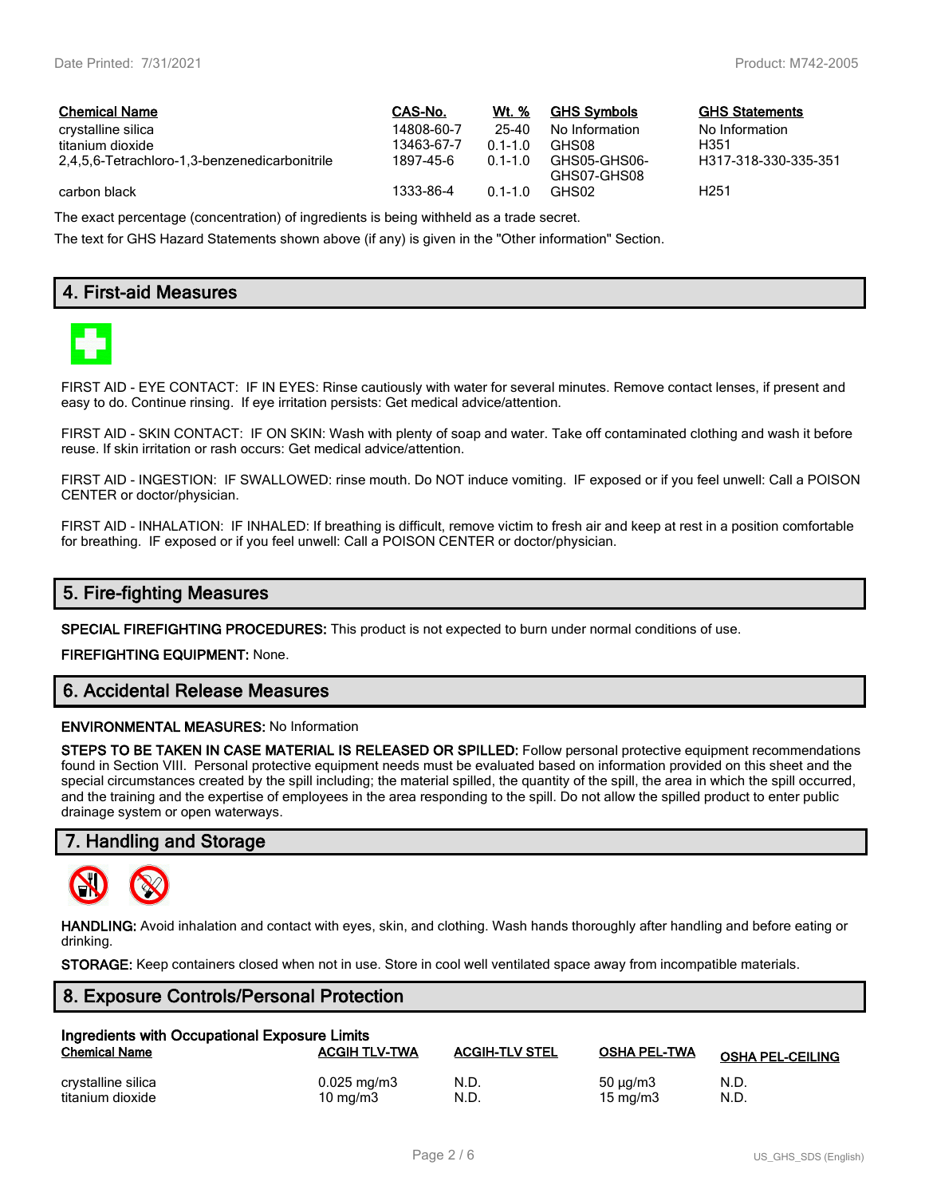| Chemical Name | CAS-No. | Wt. % | GHS Symbols | GHS Statements |
| --- | --- | --- | --- | --- |
| crystalline silica | 14808-60-7 | 25-40 | No Information | No Information |
| titanium dioxide | 13463-67-7 | 0.1-1.0 | GHS08 | H351 |
| 2,4,5,6-Tetrachloro-1,3-benzenedicarbonitrile | 1897-45-6 | 0.1-1.0 | GHS05-GHS06-GHS07-GHS08 | H317-318-330-335-351 |
| carbon black | 1333-86-4 | 0.1-1.0 | GHS02 | H251 |

The exact percentage (concentration) of ingredients is being withheld as a trade secret.

The text for GHS Hazard Statements shown above (if any) is given in the "Other information" Section.

## 4. First-aid Measures

FIRST AID - EYE CONTACT: IF IN EYES: Rinse cautiously with water for several minutes. Remove contact lenses, if present and easy to do. Continue rinsing. If eye irritation persists: Get medical advice/attention.

FIRST AID - SKIN CONTACT: IF ON SKIN: Wash with plenty of soap and water. Take off contaminated clothing and wash it before reuse. If skin irritation or rash occurs: Get medical advice/attention.

FIRST AID - INGESTION: IF SWALLOWED: rinse mouth. Do NOT induce vomiting. IF exposed or if you feel unwell: Call a POISON CENTER or doctor/physician.

FIRST AID - INHALATION: IF INHALED: If breathing is difficult, remove victim to fresh air and keep at rest in a position comfortable for breathing. IF exposed or if you feel unwell: Call a POISON CENTER or doctor/physician.

## 5. Fire-fighting Measures

**SPECIAL FIREFIGHTING PROCEDURES:** This product is not expected to burn under normal conditions of use.

**FIREFIGHTING EQUIPMENT:** None.

## 6. Accidental Release Measures

**ENVIRONMENTAL MEASURES:** No Information

**STEPS TO BE TAKEN IN CASE MATERIAL IS RELEASED OR SPILLED:** Follow personal protective equipment recommendations found in Section VIII. Personal protective equipment needs must be evaluated based on information provided on this sheet and the special circumstances created by the spill including; the material spilled, the quantity of the spill, the area in which the spill occurred, and the training and the expertise of employees in the area responding to the spill. Do not allow the spilled product to enter public drainage system or open waterways.

## 7. Handling and Storage

**HANDLING:** Avoid inhalation and contact with eyes, skin, and clothing. Wash hands thoroughly after handling and before eating or drinking.

**STORAGE:** Keep containers closed when not in use. Store in cool well ventilated space away from incompatible materials.

## 8. Exposure Controls/Personal Protection

**Ingredients with Occupational Exposure Limits**

| Chemical Name | ACGIH TLV-TWA | ACGIH-TLV STEL | OSHA PEL-TWA | OSHA PEL-CEILING |
| --- | --- | --- | --- | --- |
| crystalline silica | 0.025 mg/m3 | N.D. | 50 µg/m3 | N.D. |
| titanium dioxide | 10 mg/m3 | N.D. | 15 mg/m3 | N.D. |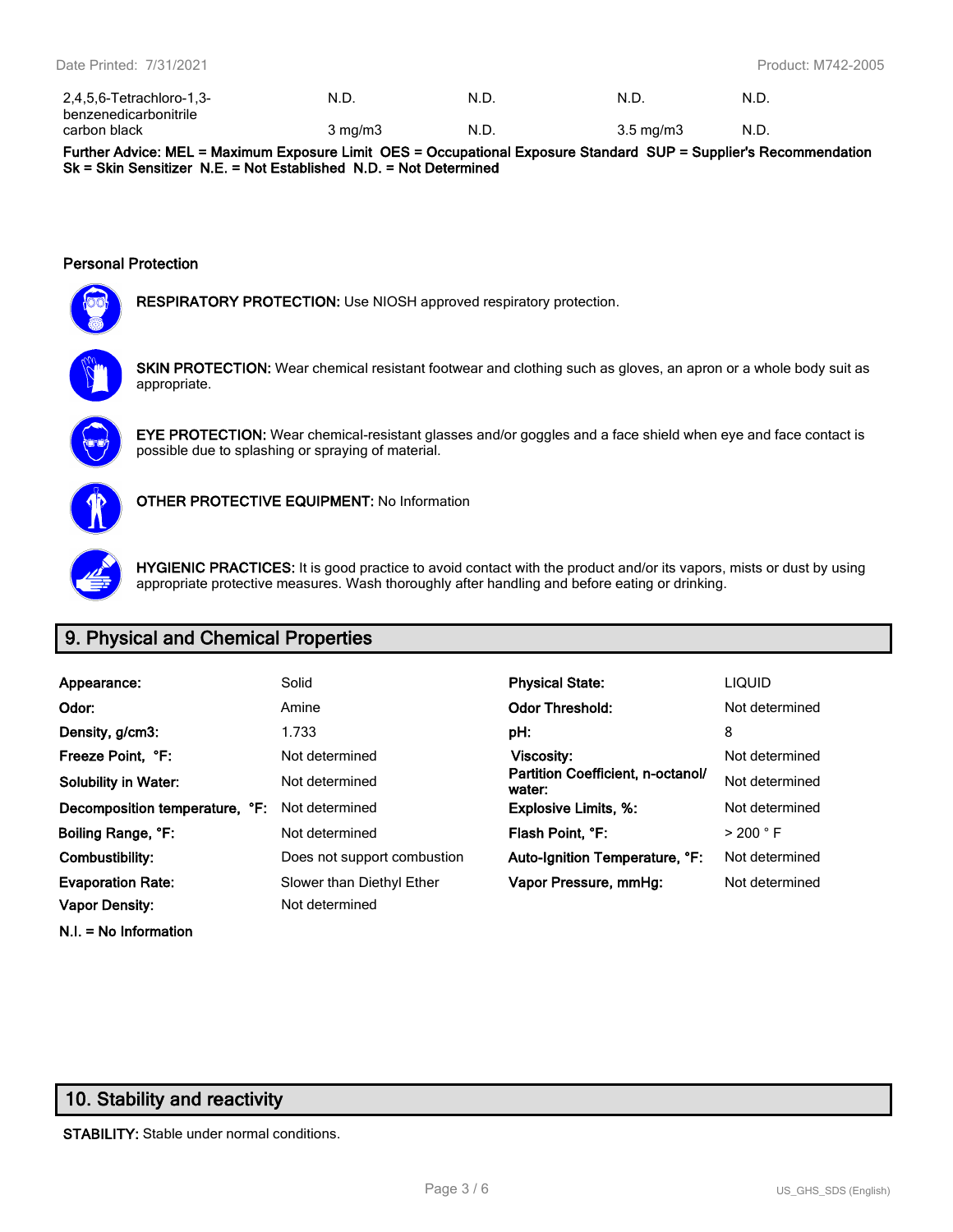| | | | | |
|---|---|---|---|---|
| 2,4,5,6-Tetrachloro-1,3-benzenedicarbonitrile | N.D. | N.D. | N.D. | N.D. |
| carbon black | 3 mg/m3 | N.D. | 3.5 mg/m3 | N.D. |

**Further Advice: MEL = Maximum Exposure Limit OES = Occupational Exposure Standard SUP = Supplier's Recommendation Sk = Skin Sensitizer N.E. = Not Established N.D. = Not Determined**

### Personal Protection

**RESPIRATORY PROTECTION:** Use NIOSH approved respiratory protection.

**SKIN PROTECTION:** Wear chemical resistant footwear and clothing such as gloves, an apron or a whole body suit as appropriate.

**EYE PROTECTION:** Wear chemical-resistant glasses and/or goggles and a face shield when eye and face contact is possible due to splashing or spraying of material.

**OTHER PROTECTIVE EQUIPMENT:** No Information

**HYGIENIC PRACTICES:** It is good practice to avoid contact with the product and/or its vapors, mists or dust by using appropriate protective measures. Wash thoroughly after handling and before eating or drinking.

## 9. Physical and Chemical Properties

| | | | |
|---|---|---|---|
| **Appearance:** | Solid | **Physical State:** | LIQUID |
| **Odor:** | Amine | **Odor Threshold:** | Not determined |
| **Density, g/cm3:** | 1.733 | **pH:** | 8 |
| **Freeze Point, °F:** | Not determined | **Viscosity:** | Not determined |
| **Solubility in Water:** | Not determined | **Partition Coefficient, n-octanol/ water:** | Not determined |
| **Decomposition temperature, °F:** | Not determined | **Explosive Limits, %:** | Not determined |
| **Boiling Range, °F:** | Not determined | **Flash Point, °F:** | > 200 ° F |
| **Combustibility:** | Does not support combustion | **Auto-Ignition Temperature, °F:** | Not determined |
| **Evaporation Rate:** | Slower than Diethyl Ether | **Vapor Pressure, mmHg:** | Not determined |
| **Vapor Density:** | Not determined | | |

**N.I. = No Information**

## 10. Stability and reactivity

**STABILITY:** Stable under normal conditions.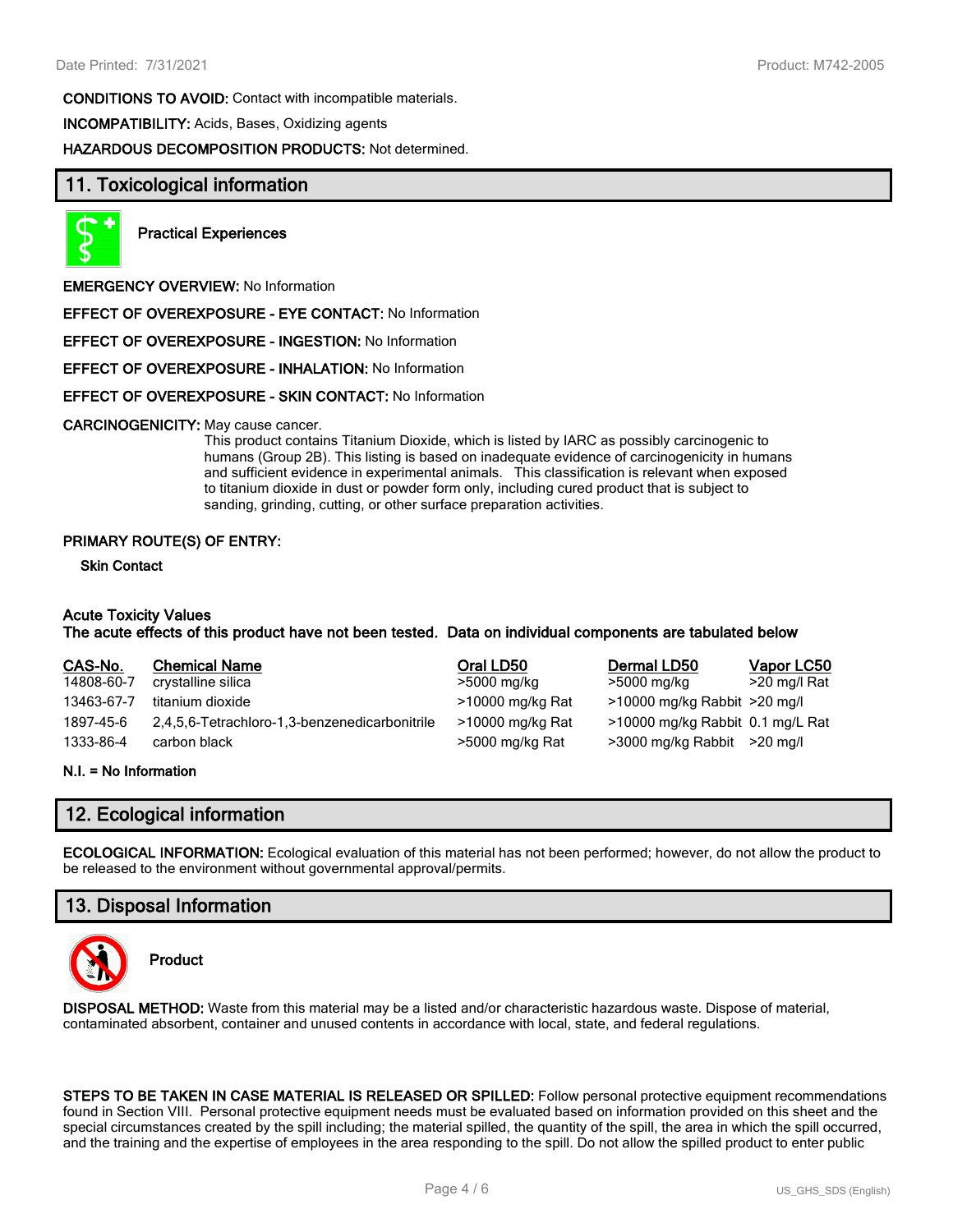**CONDITIONS TO AVOID:** Contact with incompatible materials.

**INCOMPATIBILITY:** Acids, Bases, Oxidizing agents

**HAZARDOUS DECOMPOSITION PRODUCTS:** Not determined.

## 11. Toxicological information

**Practical Experiences**

**EMERGENCY OVERVIEW:** No Information

**EFFECT OF OVEREXPOSURE - EYE CONTACT:** No Information

**EFFECT OF OVEREXPOSURE - INGESTION:** No Information

**EFFECT OF OVEREXPOSURE - INHALATION:** No Information

**EFFECT OF OVEREXPOSURE - SKIN CONTACT:** No Information

**CARCINOGENICITY:** May cause cancer.
This product contains Titanium Dioxide, which is listed by IARC as possibly carcinogenic to humans (Group 2B). This listing is based on inadequate evidence of carcinogenicity in humans and sufficient evidence in experimental animals. This classification is relevant when exposed to titanium dioxide in dust or powder form only, including cured product that is subject to sanding, grinding, cutting, or other surface preparation activities.

**PRIMARY ROUTE(S) OF ENTRY:**

**Skin Contact**

**Acute Toxicity Values**
**The acute effects of this product have not been tested. Data on individual components are tabulated below**

| CAS-No. | Chemical Name | Oral LD50 | Dermal LD50 | Vapor LC50 |
|---|---|---|---|---|
| 14808-60-7 | crystalline silica | >5000 mg/kg | >5000 mg/kg | >20 mg/l Rat |
| 13463-67-7 | titanium dioxide | >10000 mg/kg Rat | >10000 mg/kg Rabbit | >20 mg/l |
| 1897-45-6 | 2,4,5,6-Tetrachloro-1,3-benzenedicarbonitrile | >10000 mg/kg Rat | >10000 mg/kg Rabbit | 0.1 mg/L Rat |
| 1333-86-4 | carbon black | >5000 mg/kg Rat | >3000 mg/kg Rabbit | >20 mg/l |

**N.I. = No Information**

## 12. Ecological information

**ECOLOGICAL INFORMATION:** Ecological evaluation of this material has not been performed; however, do not allow the product to be released to the environment without governmental approval/permits.

## 13. Disposal Information

**Product**

**DISPOSAL METHOD:** Waste from this material may be a listed and/or characteristic hazardous waste. Dispose of material, contaminated absorbent, container and unused contents in accordance with local, state, and federal regulations.

**STEPS TO BE TAKEN IN CASE MATERIAL IS RELEASED OR SPILLED:** Follow personal protective equipment recommendations found in Section VIII. Personal protective equipment needs must be evaluated based on information provided on this sheet and the special circumstances created by the spill including; the material spilled, the quantity of the spill, the area in which the spill occurred, and the training and the expertise of employees in the area responding to the spill. Do not allow the spilled product to enter public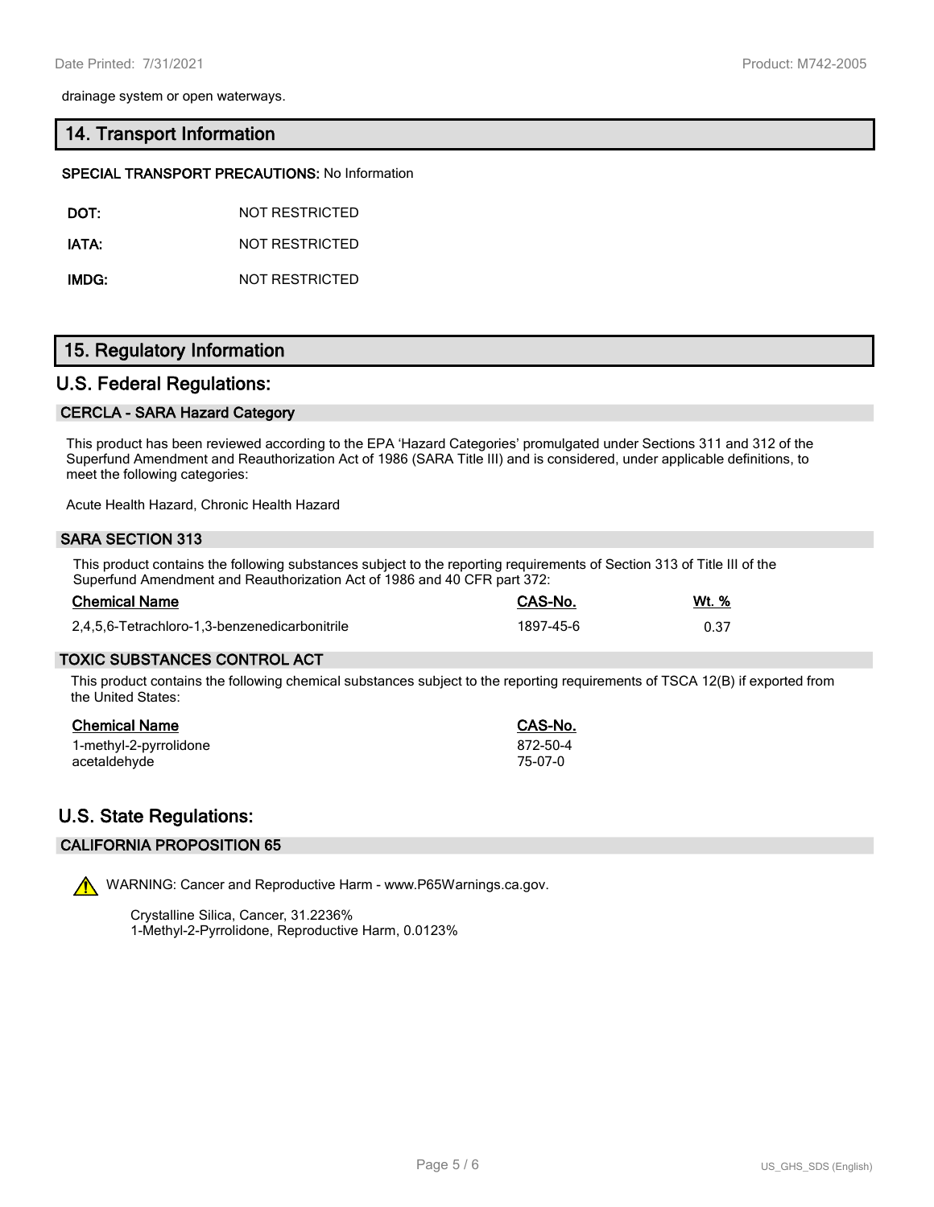drainage system or open waterways.

## 14. Transport Information

**SPECIAL TRANSPORT PRECAUTIONS:** No Information

| | |
|---|---|
| **DOT:** | NOT RESTRICTED |
| **IATA:** | NOT RESTRICTED |
| **IMDG:** | NOT RESTRICTED |

## 15. Regulatory Information

## U.S. Federal Regulations:

### CERCLA - SARA Hazard Category

This product has been reviewed according to the EPA 'Hazard Categories' promulgated under Sections 311 and 312 of the Superfund Amendment and Reauthorization Act of 1986 (SARA Title III) and is considered, under applicable definitions, to meet the following categories:

Acute Health Hazard, Chronic Health Hazard

### SARA SECTION 313

This product contains the following substances subject to the reporting requirements of Section 313 of Title III of the Superfund Amendment and Reauthorization Act of 1986 and 40 CFR part 372:

| Chemical Name | CAS-No. | Wt. % |
|---|---|---|
| 2,4,5,6-Tetrachloro-1,3-benzenedicarbonitrile | 1897-45-6 | 0.37 |

### TOXIC SUBSTANCES CONTROL ACT

This product contains the following chemical substances subject to the reporting requirements of TSCA 12(B) if exported from the United States:

| Chemical Name | CAS-No. |
|---|---|
| 1-methyl-2-pyrrolidone | 872-50-4 |
| acetaldehyde | 75-07-0 |

## U.S. State Regulations:

### CALIFORNIA PROPOSITION 65

⚠ WARNING: Cancer and Reproductive Harm - www.P65Warnings.ca.gov.

Crystalline Silica, Cancer, 31.2236%
1-Methyl-2-Pyrrolidone, Reproductive Harm, 0.0123%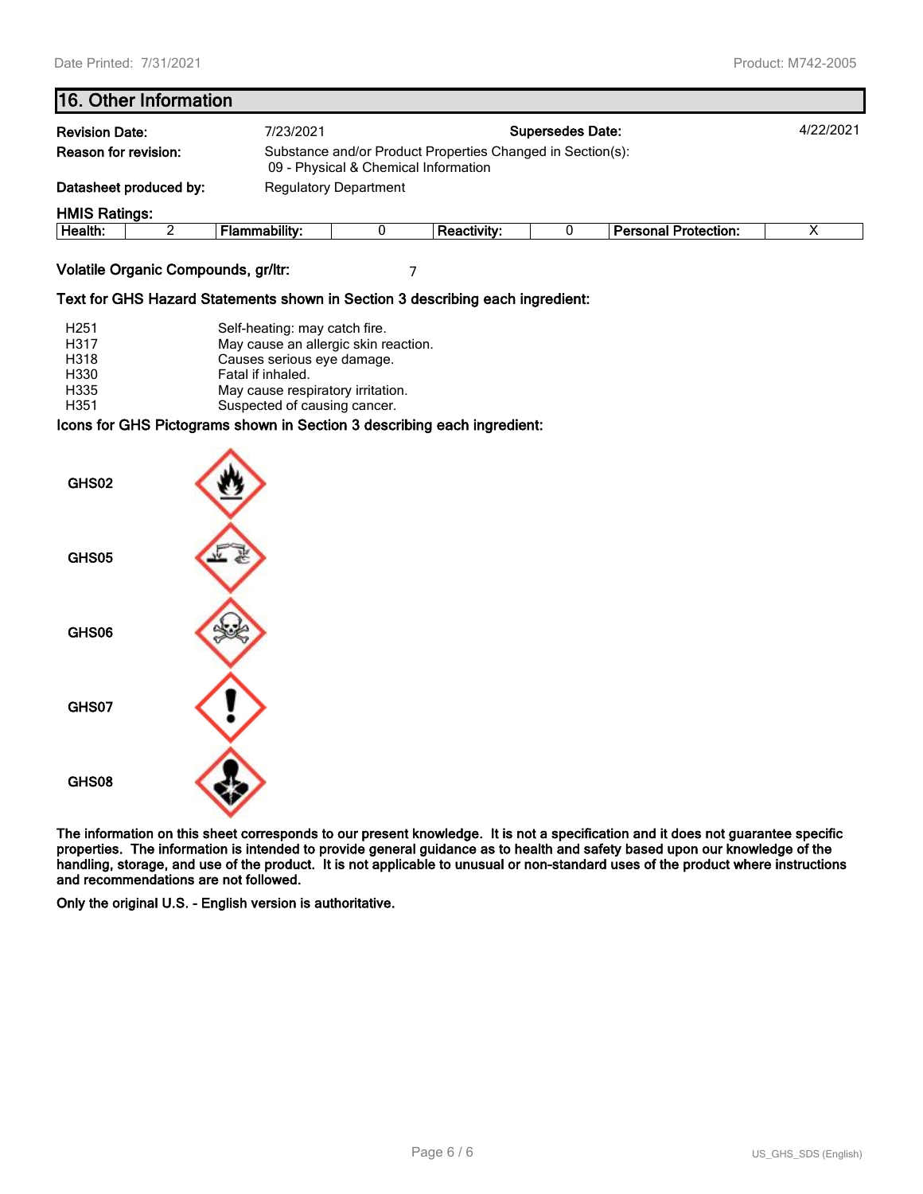## 16. Other Information

**Revision Date:** 7/23/2021 **Supersedes Date:** 4/22/2021

**Reason for revision:** Substance and/or Product Properties Changed in Section(s): 09 - Physical & Chemical Information

**Datasheet produced by:** Regulatory Department

**HMIS Ratings:**

| | | | | | | | |
|---|---|---|---|---|---|---|---|
| **Health:** | 2 | **Flammability:** | 0 | **Reactivity:** | 0 | **Personal Protection:** | X |

**Volatile Organic Compounds, gr/ltr:** 7

**Text for GHS Hazard Statements shown in Section 3 describing each ingredient:**

| | |
|---|---|
| H251 | Self-heating: may catch fire. |
| H317 | May cause an allergic skin reaction. |
| H318 | Causes serious eye damage. |
| H330 | Fatal if inhaled. |
| H335 | May cause respiratory irritation. |
| H351 | Suspected of causing cancer. |

**Icons for GHS Pictograms shown in Section 3 describing each ingredient:**

GHS02

GHS05

GHS06

GHS07

GHS08

**The information on this sheet corresponds to our present knowledge. It is not a specification and it does not guarantee specific properties. The information is intended to provide general guidance as to health and safety based upon our knowledge of the handling, storage, and use of the product. It is not applicable to unusual or non-standard uses of the product where instructions and recommendations are not followed.**

**Only the original U.S. - English version is authoritative.**